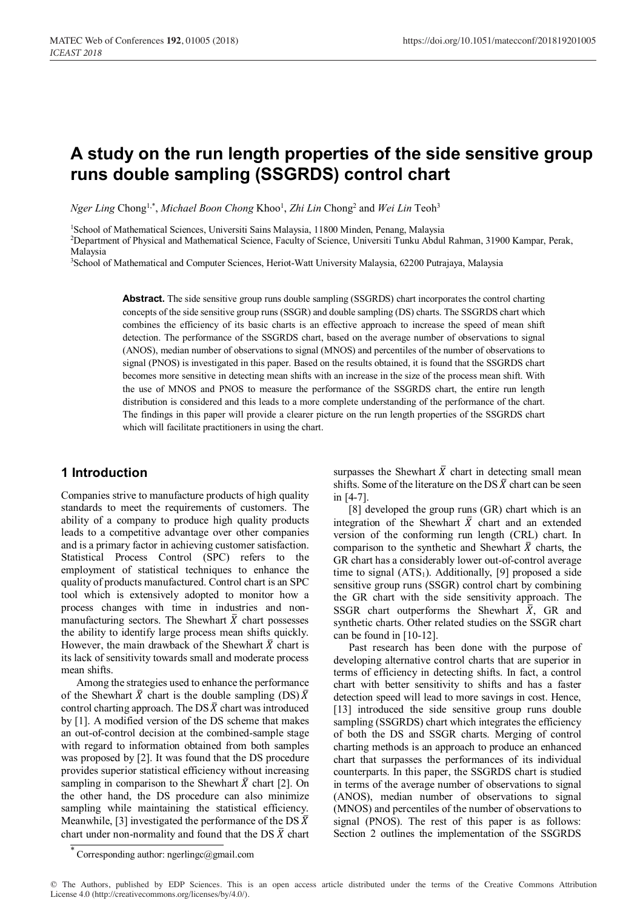# A study on the run length properties of the side sensitive group runs double sampling (SSGRDS) control chart

*Nger Ling* Chong[1,*], *Michael Boon Chong* Khoo[1], *Zhi Lin* Chong[2] and *Wei Lin* Teoh[3]

[1]School of Mathematical Sciences, Universiti Sains Malaysia, 11800 Minden, Penang, Malaysia

[2]Department of Physical and Mathematical Science, Faculty of Science, Universiti Tunku Abdul Rahman, 31900 Kampar, Perak, Malaysia

[3]School of Mathematical and Computer Sciences, Heriot-Watt University Malaysia, 62200 Putrajaya, Malaysia

**Abstract.** The side sensitive group runs double sampling (SSGRDS) chart incorporates the control charting concepts of the side sensitive group runs (SSGR) and double sampling (DS) charts. The SSGRDS chart which combines the efficiency of its basic charts is an effective approach to increase the speed of mean shift detection. The performance of the SSGRDS chart, based on the average number of observations to signal (ANOS), median number of observations to signal (MNOS) and percentiles of the number of observations to signal (PNOS) is investigated in this paper. Based on the results obtained, it is found that the SSGRDS chart becomes more sensitive in detecting mean shifts with an increase in the size of the process mean shift. With the use of MNOS and PNOS to measure the performance of the SSGRDS chart, the entire run length distribution is considered and this leads to a more complete understanding of the performance of the chart. The findings in this paper will provide a clearer picture on the run length properties of the SSGRDS chart which will facilitate practitioners in using the chart.

## 1 Introduction

Companies strive to manufacture products of high quality standards to meet the requirements of customers. The ability of a company to produce high quality products leads to a competitive advantage over other companies and is a primary factor in achieving customer satisfaction. Statistical Process Control (SPC) refers to the employment of statistical techniques to enhance the quality of products manufactured. Control chart is an SPC tool which is extensively adopted to monitor how a process changes with time in industries and non-manufacturing sectors. The Shewhart $\bar{X}$ chart possesses the ability to identify large process mean shifts quickly. However, the main drawback of the Shewhart $\bar{X}$ chart is its lack of sensitivity towards small and moderate process mean shifts.

Among the strategies used to enhance the performance of the Shewhart $\bar{X}$ chart is the double sampling (DS) $\bar{X}$ control charting approach. The DS $\bar{X}$ chart was introduced by [1]. A modified version of the DS scheme that makes an out-of-control decision at the combined-sample stage with regard to information obtained from both samples was proposed by [2]. It was found that the DS procedure provides superior statistical efficiency without increasing sampling in comparison to the Shewhart $\bar{X}$ chart [2]. On the other hand, the DS procedure can also minimize sampling while maintaining the statistical efficiency. Meanwhile, [3] investigated the performance of the DS $\bar{X}$ chart under non-normality and found that the DS $\bar{X}$ chart surpasses the Shewhart $\bar{X}$ chart in detecting small mean shifts. Some of the literature on the DS $\bar{X}$ chart can be seen in [4-7].

[8] developed the group runs (GR) chart which is an integration of the Shewhart $\bar{X}$ chart and an extended version of the conforming run length (CRL) chart. In comparison to the synthetic and Shewhart $\bar{X}$ charts, the GR chart has a considerably lower out-of-control average time to signal ($ATS_1$). Additionally, [9] proposed a side sensitive group runs (SSGR) control chart by combining the GR chart with the side sensitivity approach. The SSGR chart outperforms the Shewhart $\bar{X}$, GR and synthetic charts. Other related studies on the SSGR chart can be found in [10-12].

Past research has been done with the purpose of developing alternative control charts that are superior in terms of efficiency in detecting shifts. In fact, a control chart with better sensitivity to shifts and has a faster detection speed will lead to more savings in cost. Hence, [13] introduced the side sensitive group runs double sampling (SSGRDS) chart which integrates the efficiency of both the DS and SSGR charts. Merging of control charting methods is an approach to produce an enhanced chart that surpasses the performances of its individual counterparts. In this paper, the SSGRDS chart is studied in terms of the average number of observations to signal (ANOS), median number of observations to signal (MNOS) and percentiles of the number of observations to signal (PNOS). The rest of this paper is as follows: Section 2 outlines the implementation of the SSGRDS

* Corresponding author: ngerlingc@gmail.com

© The Authors, published by EDP Sciences. This is an open access article distributed under the terms of the Creative Commons Attribution License 4.0 (http://creativecommons.org/licenses/by/4.0/).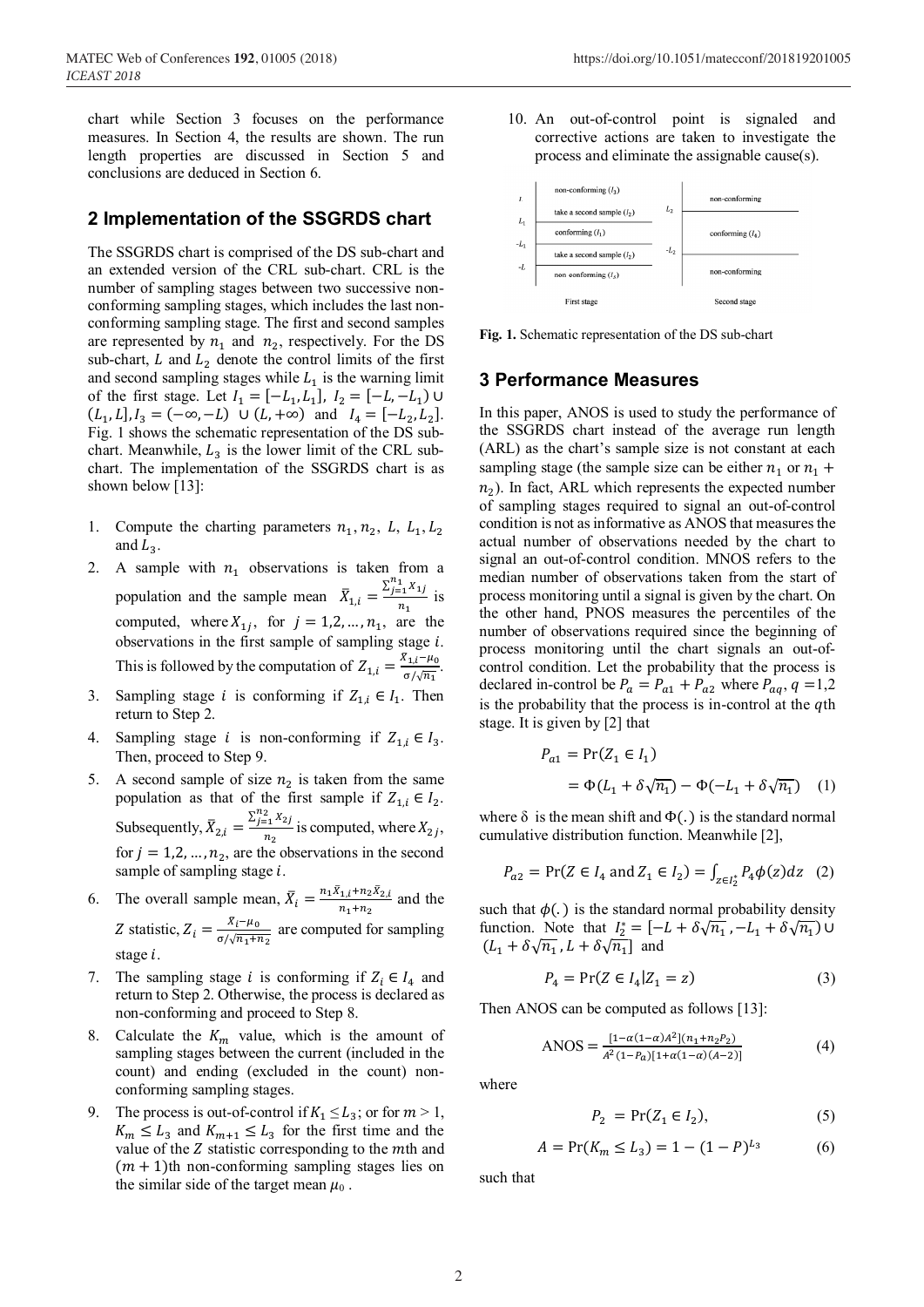chart while Section 3 focuses on the performance measures. In Section 4, the results are shown. The run length properties are discussed in Section 5 and conclusions are deduced in Section 6.

## 2 Implementation of the SSGRDS chart

The SSGRDS chart is comprised of the DS sub-chart and an extended version of the CRL sub-chart. CRL is the number of sampling stages between two successive non-conforming sampling stages, which includes the last non-conforming sampling stage. The first and second samples are represented by $n_1$ and $n_2$, respectively. For the DS sub-chart, $L$ and $L_2$ denote the control limits of the first and second sampling stages while $L_1$ is the warning limit of the first stage. Let $I_1 = [-L_1, L_1]$, $I_2 = [-L, -L_1) \cup (L_1, L]$, $I_3 = (-\infty, -L) \cup (L, +\infty)$ and $I_4 = [-L_2, L_2]$. Fig. 1 shows the schematic representation of the DS sub-chart. Meanwhile, $L_3$ is the lower limit of the CRL sub-chart. The implementation of the SSGRDS chart is as shown below [13]:

1. Compute the charting parameters $n_1, n_2, L, L_1, L_2$ and $L_3$.
2. A sample with $n_1$ observations is taken from a population and the sample mean $\bar{X}_{1,i} = \frac{\sum_{j=1}^{n_1} X_{1j}}{n_1}$ is computed, where $X_{1j}$, for $j = 1,2,\ldots,n_1$, are the observations in the first sample of sampling stage $i$. This is followed by the computation of $Z_{1,i} = \frac{\bar{X}_{1,i} - \mu_0}{\sigma/\sqrt{n_1}}$.
3. Sampling stage $i$ is conforming if $Z_{1,i} \in I_1$. Then return to Step 2.
4. Sampling stage $i$ is non-conforming if $Z_{1,i} \in I_3$. Then, proceed to Step 9.
5. A second sample of size $n_2$ is taken from the same population as that of the first sample if $Z_{1,i} \in I_2$. Subsequently, $\bar{X}_{2,i} = \frac{\sum_{j=1}^{n_2} X_{2j}}{n_2}$ is computed, where $X_{2j}$, for $j = 1,2,\ldots,n_2$, are the observations in the second sample of sampling stage $i$.
6. The overall sample mean, $\bar{X}_i = \frac{n_1\bar{X}_{1,i} + n_2\bar{X}_{2,i}}{n_1+n_2}$ and the $Z$ statistic, $Z_i = \frac{\bar{X}_i - \mu_0}{\sigma/\sqrt{n_1+n_2}}$ are computed for sampling stage $i$.
7. The sampling stage $i$ is conforming if $Z_i \in I_4$ and return to Step 2. Otherwise, the process is declared as non-conforming and proceed to Step 8.
8. Calculate the $K_m$ value, which is the amount of sampling stages between the current (included in the count) and ending (excluded in the count) non-conforming sampling stages.
9. The process is out-of-control if $K_1 \leq L_3$; or for $m > 1$, $K_m \leq L_3$ and $K_{m+1} \leq L_3$ for the first time and the value of the $Z$ statistic corresponding to the $m$th and $(m+1)$th non-conforming sampling stages lies on the similar side of the target mean $\mu_0$.
10. An out-of-control point is signaled and corrective actions are taken to investigate the process and eliminate the assignable cause(s).

**Fig. 1.** Schematic representation of the DS sub-chart

## 3 Performance Measures

In this paper, ANOS is used to study the performance of the SSGRDS chart instead of the average run length (ARL) as the chart's sample size is not constant at each sampling stage (the sample size can be either $n_1$ or $n_1 + n_2$). In fact, ARL which represents the expected number of sampling stages required to signal an out-of-control condition is not as informative as ANOS that measures the actual number of observations needed by the chart to signal an out-of-control condition. MNOS refers to the median number of observations taken from the start of process monitoring until a signal is given by the chart. On the other hand, PNOS measures the percentiles of the number of observations required since the beginning of process monitoring until the chart signals an out-of-control condition. Let the probability that the process is declared in-control be $P_a = P_{a1} + P_{a2}$ where $P_{aq}, q = 1,2$ is the probability that the process is in-control at the $q$th stage. It is given by [2] that

$$P_{a1} = \Pr(Z_1 \in I_1)$$
$$= \Phi(L_1 + \delta\sqrt{n_1}) - \Phi(-L_1 + \delta\sqrt{n_1}) \quad (1)$$

where $\delta$ is the mean shift and $\Phi(.)$ is the standard normal cumulative distribution function. Meanwhile [2],

$$P_{a2} = \Pr(Z \in I_4 \text{ and } Z_1 \in I_2) = \int_{z \in I_2^*} P_4 \phi(z) dz \quad (2)$$

such that $\phi(.)$ is the standard normal probability density function. Note that $I_2^* = [-L + \delta\sqrt{n_1}, -L_1 + \delta\sqrt{n_1}) \cup (L_1 + \delta\sqrt{n_1}, L + \delta\sqrt{n_1}]$ and

$$P_4 = \Pr(Z \in I_4 | Z_1 = z) \quad (3)$$

Then ANOS can be computed as follows [13]:

$$\text{ANOS} = \frac{[1-\alpha(1-\alpha)A^2](n_1 + n_2 P_2)}{A^2(1-P_a)[1+\alpha(1-\alpha)(A-2)]} \quad (4)$$

where

$$P_2 = \Pr(Z_1 \in I_2), \quad (5)$$

$$A = \Pr(K_m \leq L_3) = 1 - (1-P)^{L_3} \quad (6)$$

such that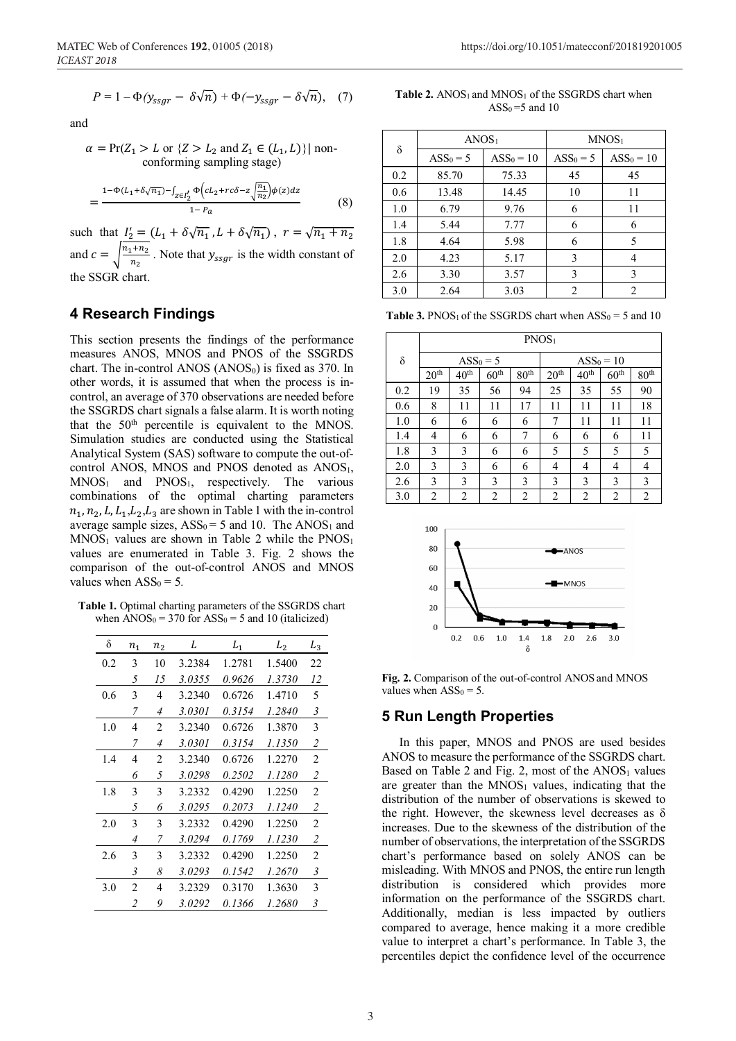$$P = 1 - \Phi(y_{ssgr} - \delta\sqrt{n}) + \Phi(-y_{ssgr} - \delta\sqrt{n}), \quad (7)$$

and

$$\alpha = \Pr(Z_1 > L \text{ or } \{Z > L_2 \text{ and } Z_1 \in (L_1, L)\} | \text{ non-conforming sampling stage})$$

$$= \frac{1-\Phi(L_1+\delta\sqrt{n_1}) - \int_{z \in I_2'} \Phi\left(cL_2 + rc\delta - z\sqrt{\frac{n_1}{n_2}}\right)\phi(z)dz}{1 - P_a} \quad (8)$$

such that $I_2' = (L_1 + \delta\sqrt{n_1}, L + \delta\sqrt{n_1})$, $r = \sqrt{n_1 + n_2}$ and $c = \sqrt{\frac{n_1+n_2}{n_2}}$. Note that $y_{ssgr}$ is the width constant of the SSGR chart.

## 4 Research Findings

This section presents the findings of the performance measures ANOS, MNOS and PNOS of the SSGRDS chart. The in-control ANOS ($ANOS_0$) is fixed as 370. In other words, it is assumed that when the process is in-control, an average of 370 observations are needed before the SSGRDS chart signals a false alarm. It is worth noting that the 50th percentile is equivalent to the MNOS. Simulation studies are conducted using the Statistical Analytical System (SAS) software to compute the out-of-control ANOS, MNOS and PNOS denoted as $ANOS_1$, $MNOS_1$ and $PNOS_1$, respectively. The various combinations of the optimal charting parameters $n_1, n_2, L, L_1, L_2, L_3$ are shown in Table 1 with the in-control average sample sizes, $ASS_0 = 5$ and 10. The $ANOS_1$ and $MNOS_1$ values are shown in Table 2 while the $PNOS_1$ values are enumerated in Table 3. Fig. 2 shows the comparison of the out-of-control ANOS and MNOS values when $ASS_0 = 5$.

**Table 1.** Optimal charting parameters of the SSGRDS chart when $ANOS_0 = 370$ for $ASS_0 = 5$ and 10 (italicized)

| δ | $n_1$ | $n_2$ | $L$ | $L_1$ | $L_2$ | $L_3$ |
|---|---|---|---|---|---|---|
| 0.2 | 3 | 10 | 3.2384 | 1.2781 | 1.5400 | 22 |
| | *5* | *15* | *3.0355* | *0.9626* | *1.3730* | *12* |
| 0.6 | 3 | 4 | 3.2340 | 0.6726 | 1.4710 | 5 |
| | *7* | *4* | *3.0301* | *0.3154* | *1.2840* | *3* |
| 1.0 | 4 | 2 | 3.2340 | 0.6726 | 1.3870 | 3 |
| | *7* | *4* | *3.0301* | *0.3154* | *1.1350* | *2* |
| 1.4 | 4 | 2 | 3.2340 | 0.6726 | 1.2270 | 2 |
| | *6* | *5* | *3.0298* | *0.2502* | *1.1280* | *2* |
| 1.8 | 3 | 3 | 3.2332 | 0.4290 | 1.2250 | 2 |
| | *5* | *6* | *3.0295* | *0.2073* | *1.1240* | *2* |
| 2.0 | 3 | 3 | 3.2332 | 0.4290 | 1.2250 | 2 |
| | *4* | *7* | *3.0294* | *0.1769* | *1.1230* | *2* |
| 2.6 | 3 | 3 | 3.2332 | 0.4290 | 1.2250 | 2 |
| | *3* | *8* | *3.0293* | *0.1542* | *1.2670* | *3* |
| 3.0 | 2 | 4 | 3.2329 | 0.3170 | 1.3630 | 3 |
| | *2* | *9* | *3.0292* | *0.1366* | *1.2680* | *3* |

**Table 2.** $ANOS_1$ and $MNOS_1$ of the SSGRDS chart when $ASS_0 = 5$ and 10

| δ | $ANOS_1$ | | $MNOS_1$ | |
|---|---|---|---|---|
| | $ASS_0 = 5$ | $ASS_0 = 10$ | $ASS_0 = 5$ | $ASS_0 = 10$ |
| 0.2 | 85.70 | 75.33 | 45 | 45 |
| 0.6 | 13.48 | 14.45 | 10 | 11 |
| 1.0 | 6.79 | 9.76 | 6 | 11 |
| 1.4 | 5.44 | 7.77 | 6 | 6 |
| 1.8 | 4.64 | 5.98 | 6 | 5 |
| 2.0 | 4.23 | 5.17 | 3 | 4 |
| 2.6 | 3.30 | 3.57 | 3 | 3 |
| 3.0 | 2.64 | 3.03 | 2 | 2 |

**Table 3.** $PNOS_1$ of the SSGRDS chart when $ASS_0 = 5$ and 10

| δ | $PNOS_1$ | | | | | | | |
|---|---|---|---|---|---|---|---|---|
| | $ASS_0 = 5$ | | | | $ASS_0 = 10$ | | | |
| | 20th | 40th | 60th | 80th | 20th | 40th | 60th | 80th |
| 0.2 | 19 | 35 | 56 | 94 | 25 | 35 | 55 | 90 |
| 0.6 | 8 | 11 | 11 | 17 | 11 | 11 | 11 | 18 |
| 1.0 | 6 | 6 | 6 | 6 | 7 | 11 | 11 | 11 |
| 1.4 | 4 | 6 | 6 | 7 | 6 | 6 | 6 | 11 |
| 1.8 | 3 | 3 | 6 | 6 | 5 | 5 | 5 | 5 |
| 2.0 | 3 | 3 | 6 | 6 | 4 | 4 | 4 | 4 |
| 2.6 | 3 | 3 | 3 | 3 | 3 | 3 | 3 | 3 |
| 3.0 | 2 | 2 | 2 | 2 | 2 | 2 | 2 | 2 |

**Fig. 2.** Comparison of the out-of-control ANOS and MNOS values when $ASS_0 = 5$.

## 5 Run Length Properties

In this paper, MNOS and PNOS are used besides ANOS to measure the performance of the SSGRDS chart. Based on Table 2 and Fig. 2, most of the $ANOS_1$ values are greater than the $MNOS_1$ values, indicating that the distribution of the number of observations is skewed to the right. However, the skewness level decreases as δ increases. Due to the skewness of the distribution of the number of observations, the interpretation of the SSGRDS chart's performance based on solely ANOS can be misleading. With MNOS and PNOS, the entire run length distribution is considered which provides more information on the performance of the SSGRDS chart. Additionally, median is less impacted by outliers compared to average, hence making it a more credible value to interpret a chart's performance. In Table 3, the percentiles depict the confidence level of the occurrence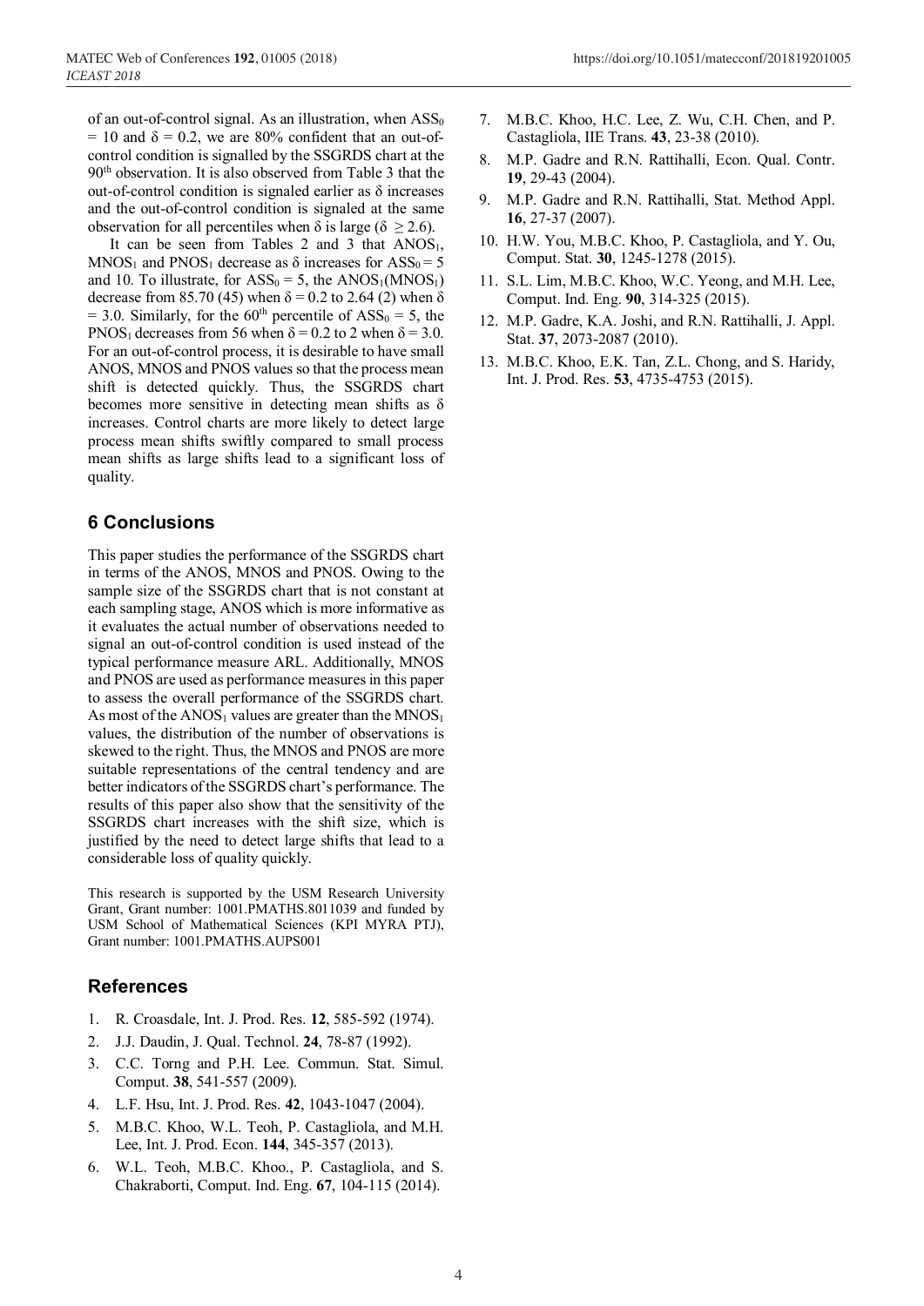of an out-of-control signal. As an illustration, when $ASS_0 = 10$ and $\delta = 0.2$, we are 80% confident that an out-of-control condition is signalled by the SSGRDS chart at the 90[th] observation. It is also observed from Table 3 that the out-of-control condition is signaled earlier as $\delta$ increases and the out-of-control condition is signaled at the same observation for all percentiles when $\delta$ is large ($\delta \geq 2.6$).

It can be seen from Tables 2 and 3 that $ANOS_1$, $MNOS_1$ and $PNOS_1$ decrease as $\delta$ increases for $ASS_0 = 5$ and 10. To illustrate, for $ASS_0 = 5$, the $ANOS_1(MNOS_1)$ decrease from 85.70 (45) when $\delta = 0.2$ to 2.64 (2) when $\delta = 3.0$. Similarly, for the 60[th] percentile of $ASS_0 = 5$, the $PNOS_1$ decreases from 56 when $\delta = 0.2$ to 2 when $\delta = 3.0$. For an out-of-control process, it is desirable to have small ANOS, MNOS and PNOS values so that the process mean shift is detected quickly. Thus, the SSGRDS chart becomes more sensitive in detecting mean shifts as $\delta$ increases. Control charts are more likely to detect large process mean shifts swiftly compared to small process mean shifts as large shifts lead to a significant loss of quality.

## 6 Conclusions

This paper studies the performance of the SSGRDS chart in terms of the ANOS, MNOS and PNOS. Owing to the sample size of the SSGRDS chart that is not constant at each sampling stage, ANOS which is more informative as it evaluates the actual number of observations needed to signal an out-of-control condition is used instead of the typical performance measure ARL. Additionally, MNOS and PNOS are used as performance measures in this paper to assess the overall performance of the SSGRDS chart. As most of the $ANOS_1$ values are greater than the $MNOS_1$ values, the distribution of the number of observations is skewed to the right. Thus, the MNOS and PNOS are more suitable representations of the central tendency and are better indicators of the SSGRDS chart's performance. The results of this paper also show that the sensitivity of the SSGRDS chart increases with the shift size, which is justified by the need to detect large shifts that lead to a considerable loss of quality quickly.

This research is supported by the USM Research University Grant, Grant number: 1001.PMATHS.8011039 and funded by USM School of Mathematical Sciences (KPI MYRA PTJ), Grant number: 1001.PMATHS.AUPS001

## References

1. R. Croasdale, Int. J. Prod. Res. **12**, 585-592 (1974).
2. J.J. Daudin, J. Qual. Technol. **24**, 78-87 (1992).
3. C.C. Torng and P.H. Lee. Commun. Stat. Simul. Comput. **38**, 541-557 (2009).
4. L.F. Hsu, Int. J. Prod. Res. **42**, 1043-1047 (2004).
5. M.B.C. Khoo, W.L. Teoh, P. Castagliola, and M.H. Lee, Int. J. Prod. Econ. **144**, 345-357 (2013).
6. W.L. Teoh, M.B.C. Khoo., P. Castagliola, and S. Chakraborti, Comput. Ind. Eng. **67**, 104-115 (2014).
7. M.B.C. Khoo, H.C. Lee, Z. Wu, C.H. Chen, and P. Castagliola, IIE Trans. **43**, 23-38 (2010).
8. M.P. Gadre and R.N. Rattihalli, Econ. Qual. Contr. **19**, 29-43 (2004).
9. M.P. Gadre and R.N. Rattihalli, Stat. Method Appl. **16**, 27-37 (2007).
10. H.W. You, M.B.C. Khoo, P. Castagliola, and Y. Ou, Comput. Stat. **30**, 1245-1278 (2015).
11. S.L. Lim, M.B.C. Khoo, W.C. Yeong, and M.H. Lee, Comput. Ind. Eng. **90**, 314-325 (2015).
12. M.P. Gadre, K.A. Joshi, and R.N. Rattihalli, J. Appl. Stat. **37**, 2073-2087 (2010).
13. M.B.C. Khoo, E.K. Tan, Z.L. Chong, and S. Haridy, Int. J. Prod. Res. **53**, 4735-4753 (2015).